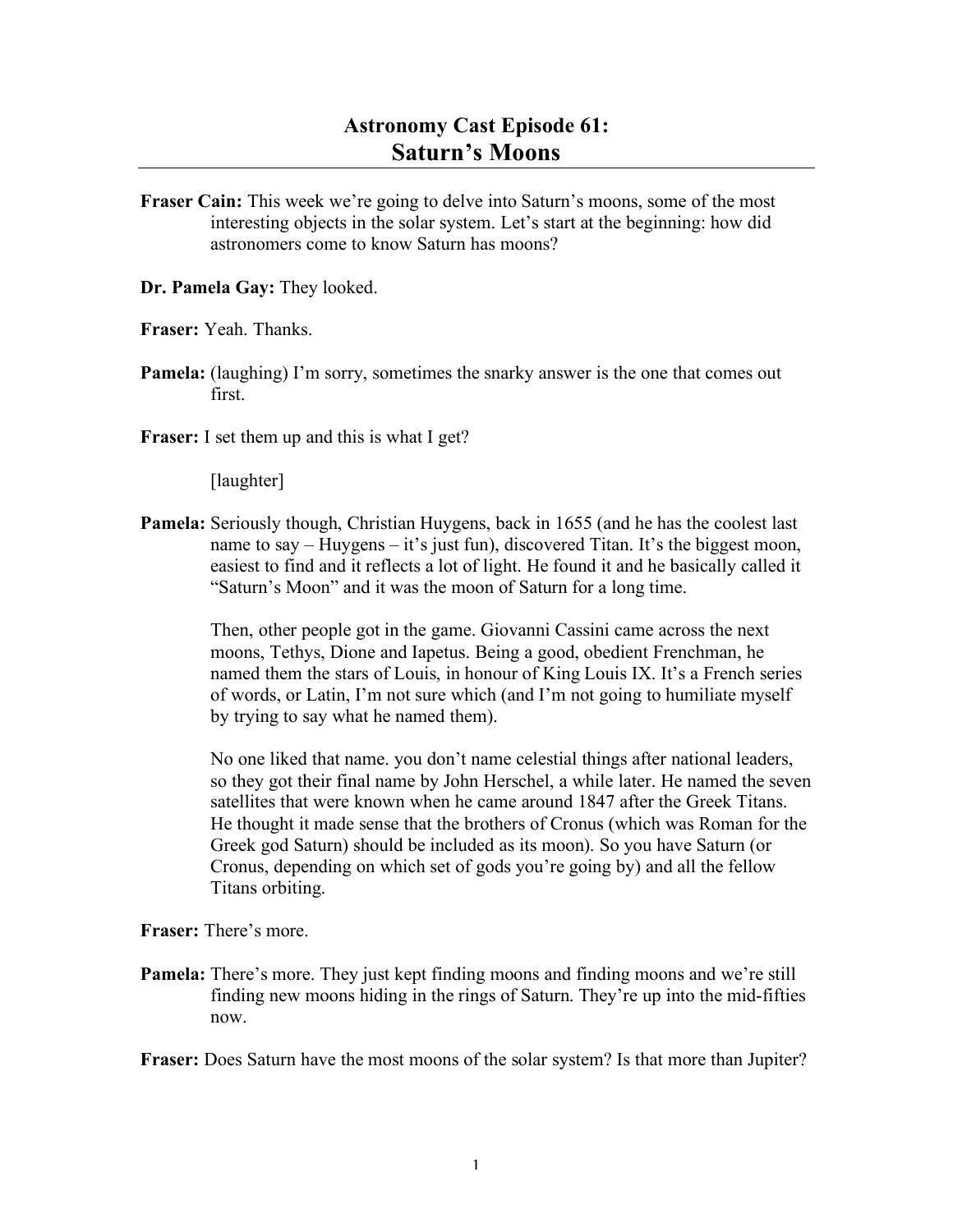# Astronomy Cast Episode 61:
## Saturn's Moons

---

**Fraser Cain:** This week we're going to delve into Saturn's moons, some of the most interesting objects in the solar system. Let's start at the beginning: how did astronomers come to know Saturn has moons?

**Dr. Pamela Gay:** They looked.

**Fraser:** Yeah. Thanks.

**Pamela:** (laughing) I'm sorry, sometimes the snarky answer is the one that comes out first.

**Fraser:** I set them up and this is what I get?

[laughter]

**Pamela:** Seriously though, Christian Huygens, back in 1655 (and he has the coolest last name to say – Huygens – it's just fun), discovered Titan. It's the biggest moon, easiest to find and it reflects a lot of light. He found it and he basically called it "Saturn's Moon" and it was the moon of Saturn for a long time.

Then, other people got in the game. Giovanni Cassini came across the next moons, Tethys, Dione and Iapetus. Being a good, obedient Frenchman, he named them the stars of Louis, in honour of King Louis IX. It's a French series of words, or Latin, I'm not sure which (and I'm not going to humiliate myself by trying to say what he named them).

No one liked that name. you don't name celestial things after national leaders, so they got their final name by John Herschel, a while later. He named the seven satellites that were known when he came around 1847 after the Greek Titans. He thought it made sense that the brothers of Cronus (which was Roman for the Greek god Saturn) should be included as its moon). So you have Saturn (or Cronus, depending on which set of gods you're going by) and all the fellow Titans orbiting.

**Fraser:** There's more.

**Pamela:** There's more. They just kept finding moons and finding moons and we're still finding new moons hiding in the rings of Saturn. They're up into the mid-fifties now.

**Fraser:** Does Saturn have the most moons of the solar system? Is that more than Jupiter?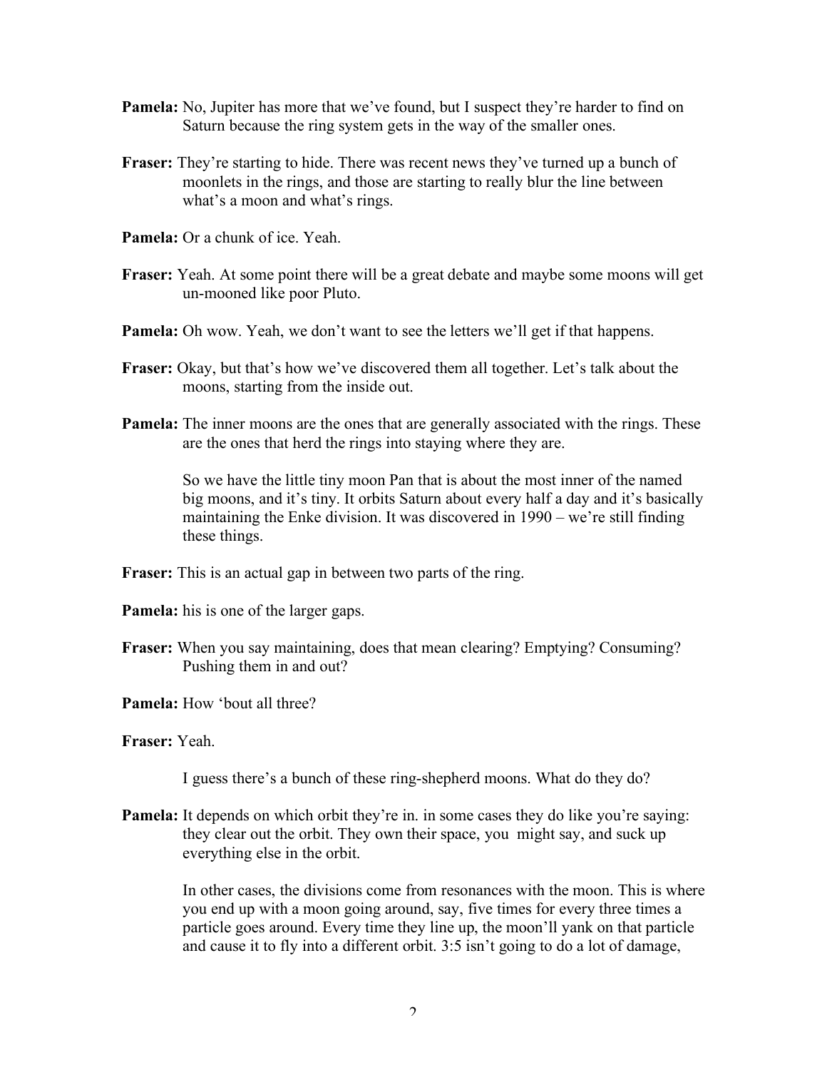**Pamela:** No, Jupiter has more that we've found, but I suspect they're harder to find on Saturn because the ring system gets in the way of the smaller ones.

**Fraser:** They're starting to hide. There was recent news they've turned up a bunch of moonlets in the rings, and those are starting to really blur the line between what's a moon and what's rings.

**Pamela:** Or a chunk of ice. Yeah.

**Fraser:** Yeah. At some point there will be a great debate and maybe some moons will get un-mooned like poor Pluto.

**Pamela:** Oh wow. Yeah, we don't want to see the letters we'll get if that happens.

**Fraser:** Okay, but that's how we've discovered them all together. Let's talk about the moons, starting from the inside out.

**Pamela:** The inner moons are the ones that are generally associated with the rings. These are the ones that herd the rings into staying where they are.

So we have the little tiny moon Pan that is about the most inner of the named big moons, and it's tiny. It orbits Saturn about every half a day and it's basically maintaining the Enke division. It was discovered in 1990 – we're still finding these things.

**Fraser:** This is an actual gap in between two parts of the ring.

**Pamela:** his is one of the larger gaps.

**Fraser:** When you say maintaining, does that mean clearing? Emptying? Consuming? Pushing them in and out?

**Pamela:** How 'bout all three?

**Fraser:** Yeah.

I guess there's a bunch of these ring-shepherd moons. What do they do?

**Pamela:** It depends on which orbit they're in. in some cases they do like you're saying: they clear out the orbit. They own their space, you might say, and suck up everything else in the orbit.

In other cases, the divisions come from resonances with the moon. This is where you end up with a moon going around, say, five times for every three times a particle goes around. Every time they line up, the moon'll yank on that particle and cause it to fly into a different orbit. 3:5 isn't going to do a lot of damage,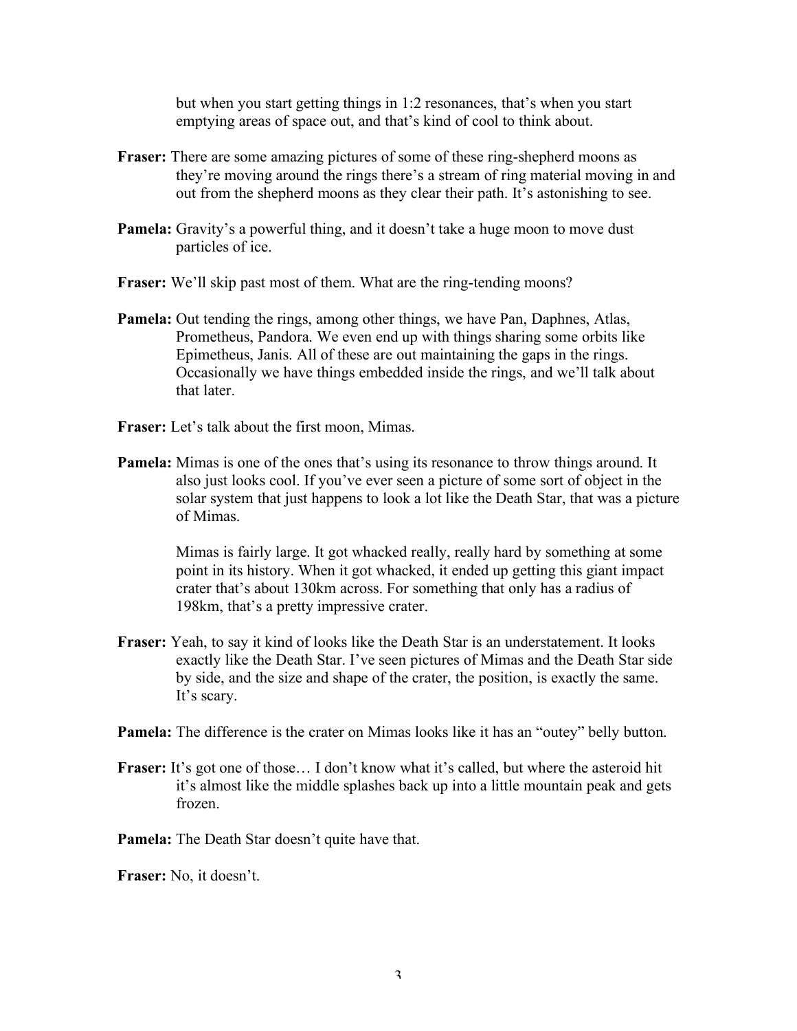but when you start getting things in 1:2 resonances, that's when you start emptying areas of space out, and that's kind of cool to think about.

**Fraser:** There are some amazing pictures of some of these ring-shepherd moons as they're moving around the rings there's a stream of ring material moving in and out from the shepherd moons as they clear their path. It's astonishing to see.

**Pamela:** Gravity's a powerful thing, and it doesn't take a huge moon to move dust particles of ice.

**Fraser:** We'll skip past most of them. What are the ring-tending moons?

**Pamela:** Out tending the rings, among other things, we have Pan, Daphnes, Atlas, Prometheus, Pandora. We even end up with things sharing some orbits like Epimetheus, Janis. All of these are out maintaining the gaps in the rings. Occasionally we have things embedded inside the rings, and we'll talk about that later.

**Fraser:** Let's talk about the first moon, Mimas.

**Pamela:** Mimas is one of the ones that's using its resonance to throw things around. It also just looks cool. If you've ever seen a picture of some sort of object in the solar system that just happens to look a lot like the Death Star, that was a picture of Mimas.

Mimas is fairly large. It got whacked really, really hard by something at some point in its history. When it got whacked, it ended up getting this giant impact crater that's about 130km across. For something that only has a radius of 198km, that's a pretty impressive crater.

**Fraser:** Yeah, to say it kind of looks like the Death Star is an understatement. It looks exactly like the Death Star. I've seen pictures of Mimas and the Death Star side by side, and the size and shape of the crater, the position, is exactly the same. It's scary.

**Pamela:** The difference is the crater on Mimas looks like it has an "outey" belly button.

**Fraser:** It's got one of those… I don't know what it's called, but where the asteroid hit it's almost like the middle splashes back up into a little mountain peak and gets frozen.

**Pamela:** The Death Star doesn't quite have that.

**Fraser:** No, it doesn't.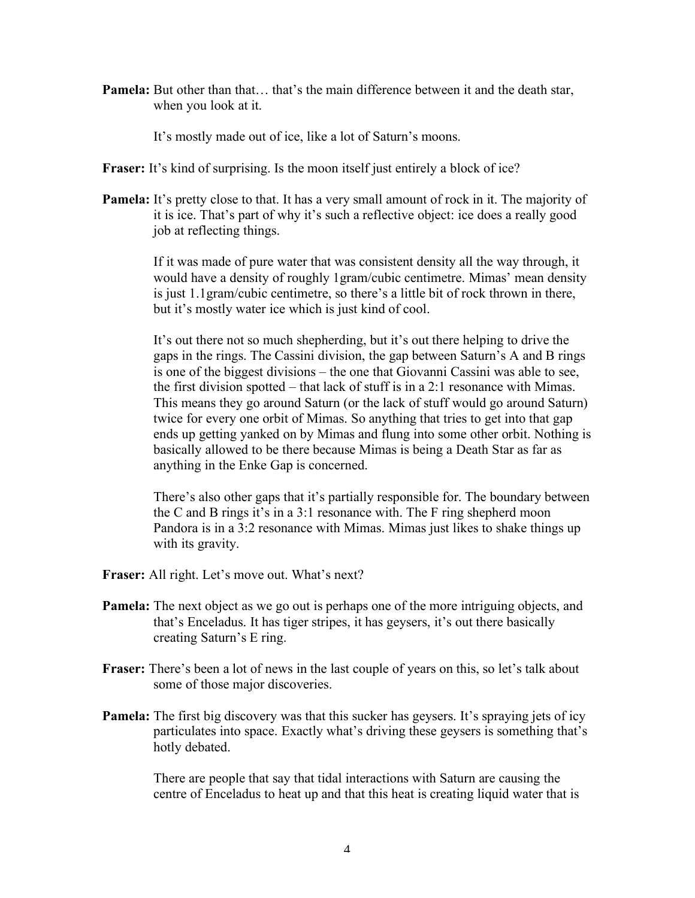**Pamela:** But other than that… that's the main difference between it and the death star, when you look at it.

It's mostly made out of ice, like a lot of Saturn's moons.

**Fraser:** It's kind of surprising. Is the moon itself just entirely a block of ice?

**Pamela:** It's pretty close to that. It has a very small amount of rock in it. The majority of it is ice. That's part of why it's such a reflective object: ice does a really good job at reflecting things.

If it was made of pure water that was consistent density all the way through, it would have a density of roughly 1gram/cubic centimetre. Mimas' mean density is just 1.1gram/cubic centimetre, so there's a little bit of rock thrown in there, but it's mostly water ice which is just kind of cool.

It's out there not so much shepherding, but it's out there helping to drive the gaps in the rings. The Cassini division, the gap between Saturn's A and B rings is one of the biggest divisions – the one that Giovanni Cassini was able to see, the first division spotted – that lack of stuff is in a 2:1 resonance with Mimas. This means they go around Saturn (or the lack of stuff would go around Saturn) twice for every one orbit of Mimas. So anything that tries to get into that gap ends up getting yanked on by Mimas and flung into some other orbit. Nothing is basically allowed to be there because Mimas is being a Death Star as far as anything in the Enke Gap is concerned.

There's also other gaps that it's partially responsible for. The boundary between the C and B rings it's in a 3:1 resonance with. The F ring shepherd moon Pandora is in a 3:2 resonance with Mimas. Mimas just likes to shake things up with its gravity.

**Fraser:** All right. Let's move out. What's next?

**Pamela:** The next object as we go out is perhaps one of the more intriguing objects, and that's Enceladus. It has tiger stripes, it has geysers, it's out there basically creating Saturn's E ring.

**Fraser:** There's been a lot of news in the last couple of years on this, so let's talk about some of those major discoveries.

**Pamela:** The first big discovery was that this sucker has geysers. It's spraying jets of icy particulates into space. Exactly what's driving these geysers is something that's hotly debated.

There are people that say that tidal interactions with Saturn are causing the centre of Enceladus to heat up and that this heat is creating liquid water that is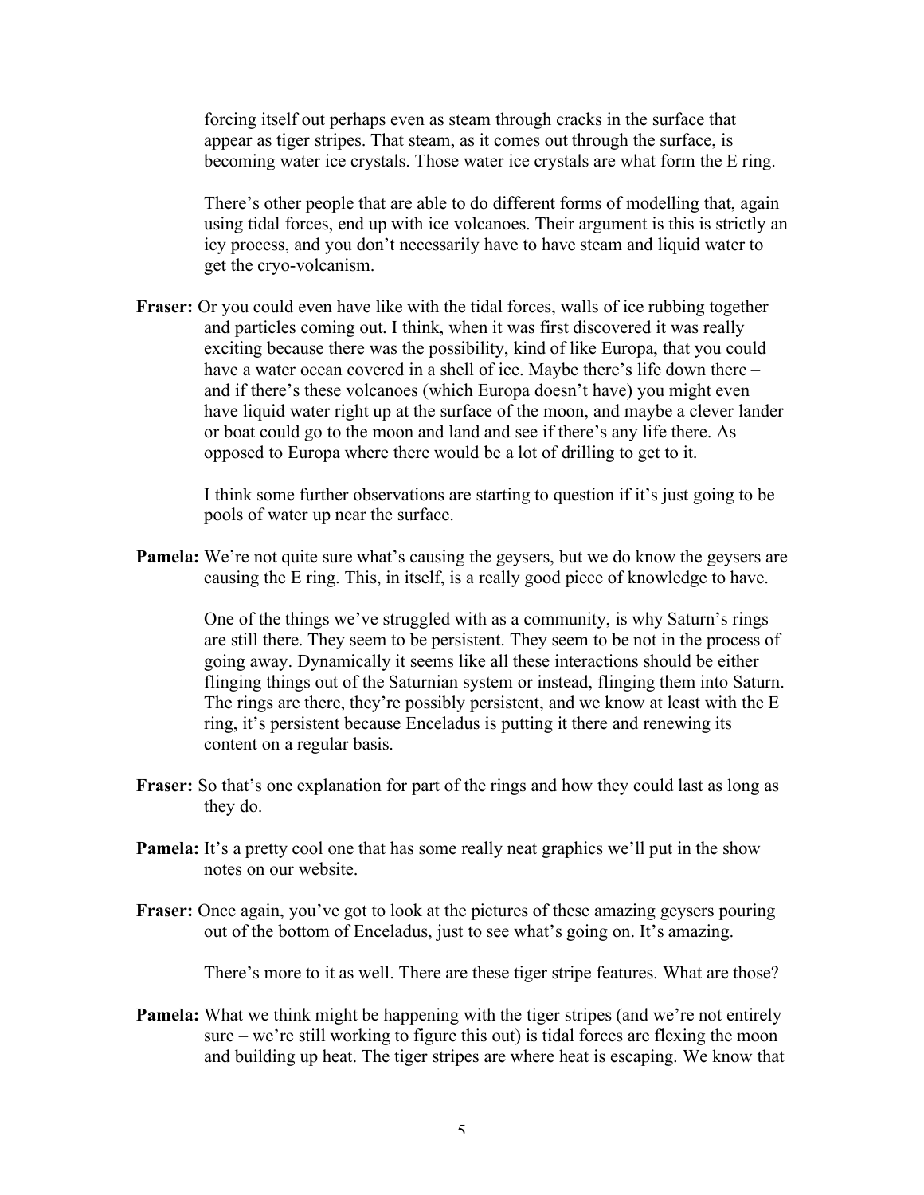forcing itself out perhaps even as steam through cracks in the surface that appear as tiger stripes. That steam, as it comes out through the surface, is becoming water ice crystals. Those water ice crystals are what form the E ring.

There's other people that are able to do different forms of modelling that, again using tidal forces, end up with ice volcanoes. Their argument is this is strictly an icy process, and you don't necessarily have to have steam and liquid water to get the cryo-volcanism.

**Fraser:** Or you could even have like with the tidal forces, walls of ice rubbing together and particles coming out. I think, when it was first discovered it was really exciting because there was the possibility, kind of like Europa, that you could have a water ocean covered in a shell of ice. Maybe there's life down there – and if there's these volcanoes (which Europa doesn't have) you might even have liquid water right up at the surface of the moon, and maybe a clever lander or boat could go to the moon and land and see if there's any life there. As opposed to Europa where there would be a lot of drilling to get to it.

I think some further observations are starting to question if it's just going to be pools of water up near the surface.

**Pamela:** We're not quite sure what's causing the geysers, but we do know the geysers are causing the E ring. This, in itself, is a really good piece of knowledge to have.

One of the things we've struggled with as a community, is why Saturn's rings are still there. They seem to be persistent. They seem to be not in the process of going away. Dynamically it seems like all these interactions should be either flinging things out of the Saturnian system or instead, flinging them into Saturn. The rings are there, they're possibly persistent, and we know at least with the E ring, it's persistent because Enceladus is putting it there and renewing its content on a regular basis.

**Fraser:** So that's one explanation for part of the rings and how they could last as long as they do.

**Pamela:** It's a pretty cool one that has some really neat graphics we'll put in the show notes on our website.

**Fraser:** Once again, you've got to look at the pictures of these amazing geysers pouring out of the bottom of Enceladus, just to see what's going on. It's amazing.

There's more to it as well. There are these tiger stripe features. What are those?

**Pamela:** What we think might be happening with the tiger stripes (and we're not entirely sure – we're still working to figure this out) is tidal forces are flexing the moon and building up heat. The tiger stripes are where heat is escaping. We know that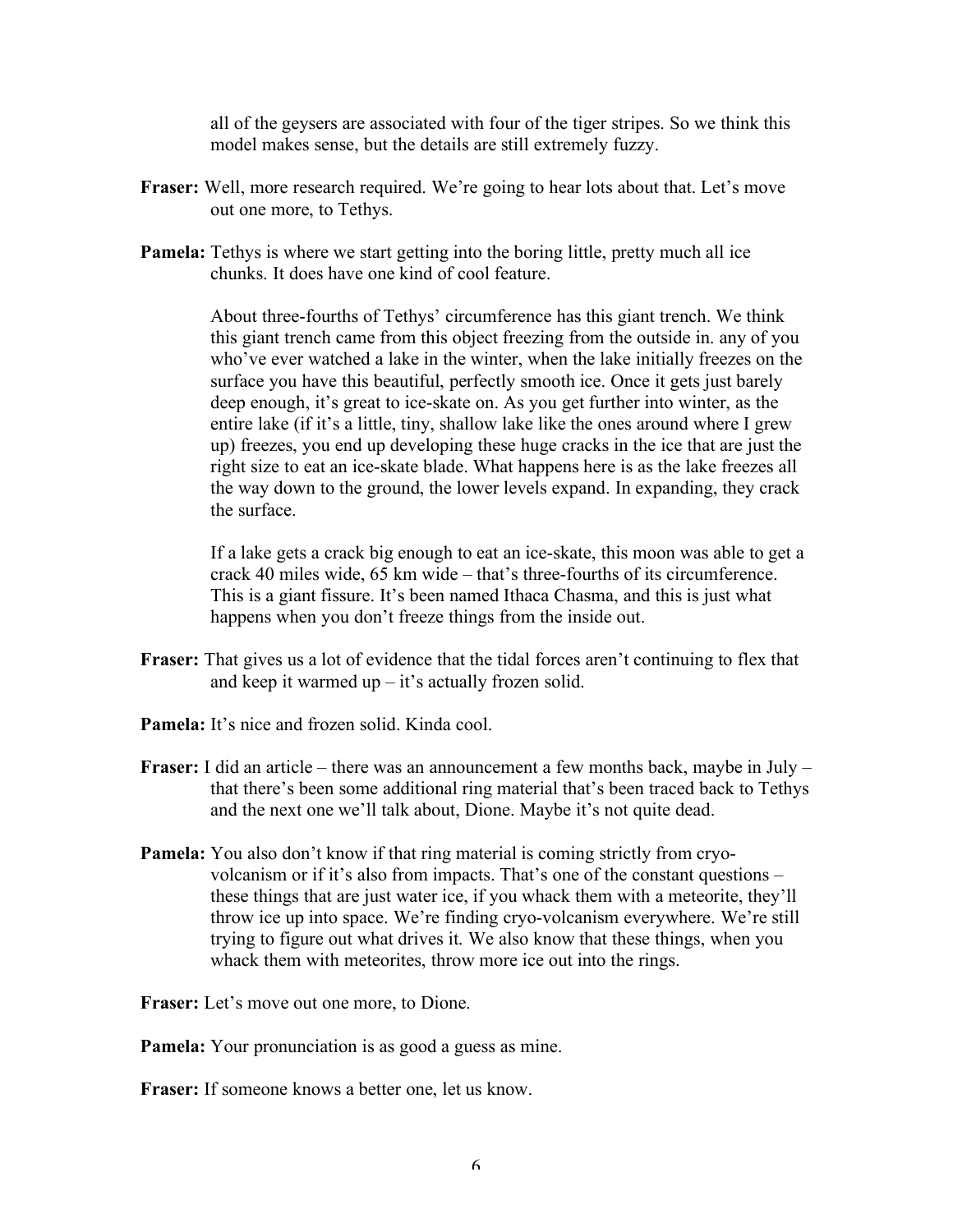all of the geysers are associated with four of the tiger stripes. So we think this model makes sense, but the details are still extremely fuzzy.

**Fraser:** Well, more research required. We're going to hear lots about that. Let's move out one more, to Tethys.

**Pamela:** Tethys is where we start getting into the boring little, pretty much all ice chunks. It does have one kind of cool feature.

About three-fourths of Tethys' circumference has this giant trench. We think this giant trench came from this object freezing from the outside in. any of you who've ever watched a lake in the winter, when the lake initially freezes on the surface you have this beautiful, perfectly smooth ice. Once it gets just barely deep enough, it's great to ice-skate on. As you get further into winter, as the entire lake (if it's a little, tiny, shallow lake like the ones around where I grew up) freezes, you end up developing these huge cracks in the ice that are just the right size to eat an ice-skate blade. What happens here is as the lake freezes all the way down to the ground, the lower levels expand. In expanding, they crack the surface.

If a lake gets a crack big enough to eat an ice-skate, this moon was able to get a crack 40 miles wide, 65 km wide – that's three-fourths of its circumference. This is a giant fissure. It's been named Ithaca Chasma, and this is just what happens when you don't freeze things from the inside out.

**Fraser:** That gives us a lot of evidence that the tidal forces aren't continuing to flex that and keep it warmed up – it's actually frozen solid.

**Pamela:** It's nice and frozen solid. Kinda cool.

**Fraser:** I did an article – there was an announcement a few months back, maybe in July – that there's been some additional ring material that's been traced back to Tethys and the next one we'll talk about, Dione. Maybe it's not quite dead.

**Pamela:** You also don't know if that ring material is coming strictly from cryo-volcanism or if it's also from impacts. That's one of the constant questions – these things that are just water ice, if you whack them with a meteorite, they'll throw ice up into space. We're finding cryo-volcanism everywhere. We're still trying to figure out what drives it. We also know that these things, when you whack them with meteorites, throw more ice out into the rings.

**Fraser:** Let's move out one more, to Dione.

**Pamela:** Your pronunciation is as good a guess as mine.

**Fraser:** If someone knows a better one, let us know.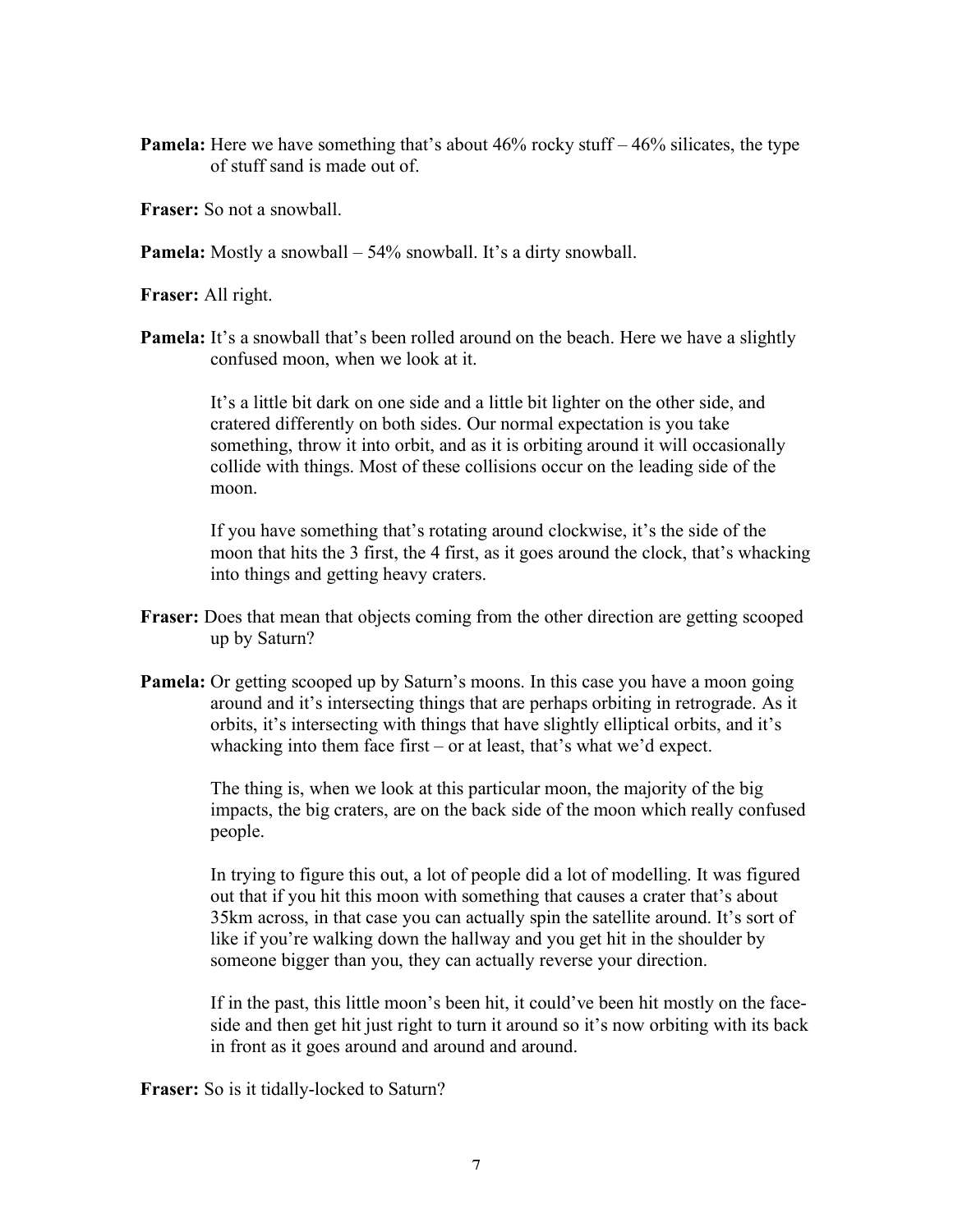**Pamela:** Here we have something that's about 46% rocky stuff – 46% silicates, the type of stuff sand is made out of.

**Fraser:** So not a snowball.

**Pamela:** Mostly a snowball – 54% snowball. It's a dirty snowball.

**Fraser:** All right.

**Pamela:** It's a snowball that's been rolled around on the beach. Here we have a slightly confused moon, when we look at it.

It's a little bit dark on one side and a little bit lighter on the other side, and cratered differently on both sides. Our normal expectation is you take something, throw it into orbit, and as it is orbiting around it will occasionally collide with things. Most of these collisions occur on the leading side of the moon.

If you have something that's rotating around clockwise, it's the side of the moon that hits the 3 first, the 4 first, as it goes around the clock, that's whacking into things and getting heavy craters.

**Fraser:** Does that mean that objects coming from the other direction are getting scooped up by Saturn?

**Pamela:** Or getting scooped up by Saturn's moons. In this case you have a moon going around and it's intersecting things that are perhaps orbiting in retrograde. As it orbits, it's intersecting with things that have slightly elliptical orbits, and it's whacking into them face first – or at least, that's what we'd expect.

The thing is, when we look at this particular moon, the majority of the big impacts, the big craters, are on the back side of the moon which really confused people.

In trying to figure this out, a lot of people did a lot of modelling. It was figured out that if you hit this moon with something that causes a crater that's about 35km across, in that case you can actually spin the satellite around. It's sort of like if you're walking down the hallway and you get hit in the shoulder by someone bigger than you, they can actually reverse your direction.

If in the past, this little moon's been hit, it could've been hit mostly on the face-side and then get hit just right to turn it around so it's now orbiting with its back in front as it goes around and around and around.

**Fraser:** So is it tidally-locked to Saturn?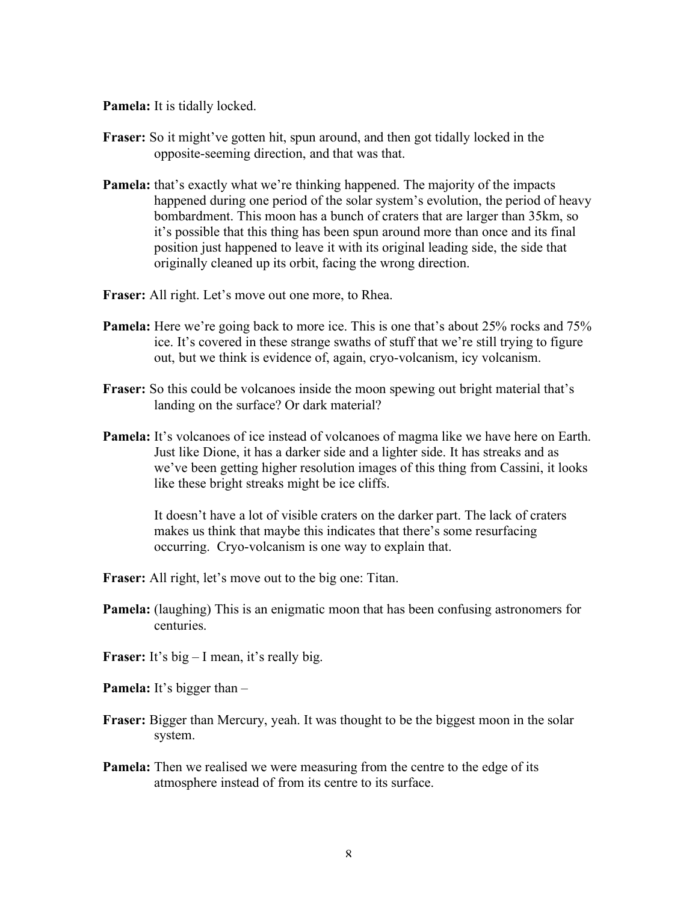**Pamela:** It is tidally locked.

**Fraser:** So it might've gotten hit, spun around, and then got tidally locked in the opposite-seeming direction, and that was that.

**Pamela:** that's exactly what we're thinking happened. The majority of the impacts happened during one period of the solar system's evolution, the period of heavy bombardment. This moon has a bunch of craters that are larger than 35km, so it's possible that this thing has been spun around more than once and its final position just happened to leave it with its original leading side, the side that originally cleaned up its orbit, facing the wrong direction.

**Fraser:** All right. Let's move out one more, to Rhea.

**Pamela:** Here we're going back to more ice. This is one that's about 25% rocks and 75% ice. It's covered in these strange swaths of stuff that we're still trying to figure out, but we think is evidence of, again, cryo-volcanism, icy volcanism.

**Fraser:** So this could be volcanoes inside the moon spewing out bright material that's landing on the surface? Or dark material?

**Pamela:** It's volcanoes of ice instead of volcanoes of magma like we have here on Earth. Just like Dione, it has a darker side and a lighter side. It has streaks and as we've been getting higher resolution images of this thing from Cassini, it looks like these bright streaks might be ice cliffs.

It doesn't have a lot of visible craters on the darker part. The lack of craters makes us think that maybe this indicates that there's some resurfacing occurring. Cryo-volcanism is one way to explain that.

**Fraser:** All right, let's move out to the big one: Titan.

**Pamela:** (laughing) This is an enigmatic moon that has been confusing astronomers for centuries.

**Fraser:** It's big – I mean, it's really big.

**Pamela:** It's bigger than –

**Fraser:** Bigger than Mercury, yeah. It was thought to be the biggest moon in the solar system.

**Pamela:** Then we realised we were measuring from the centre to the edge of its atmosphere instead of from its centre to its surface.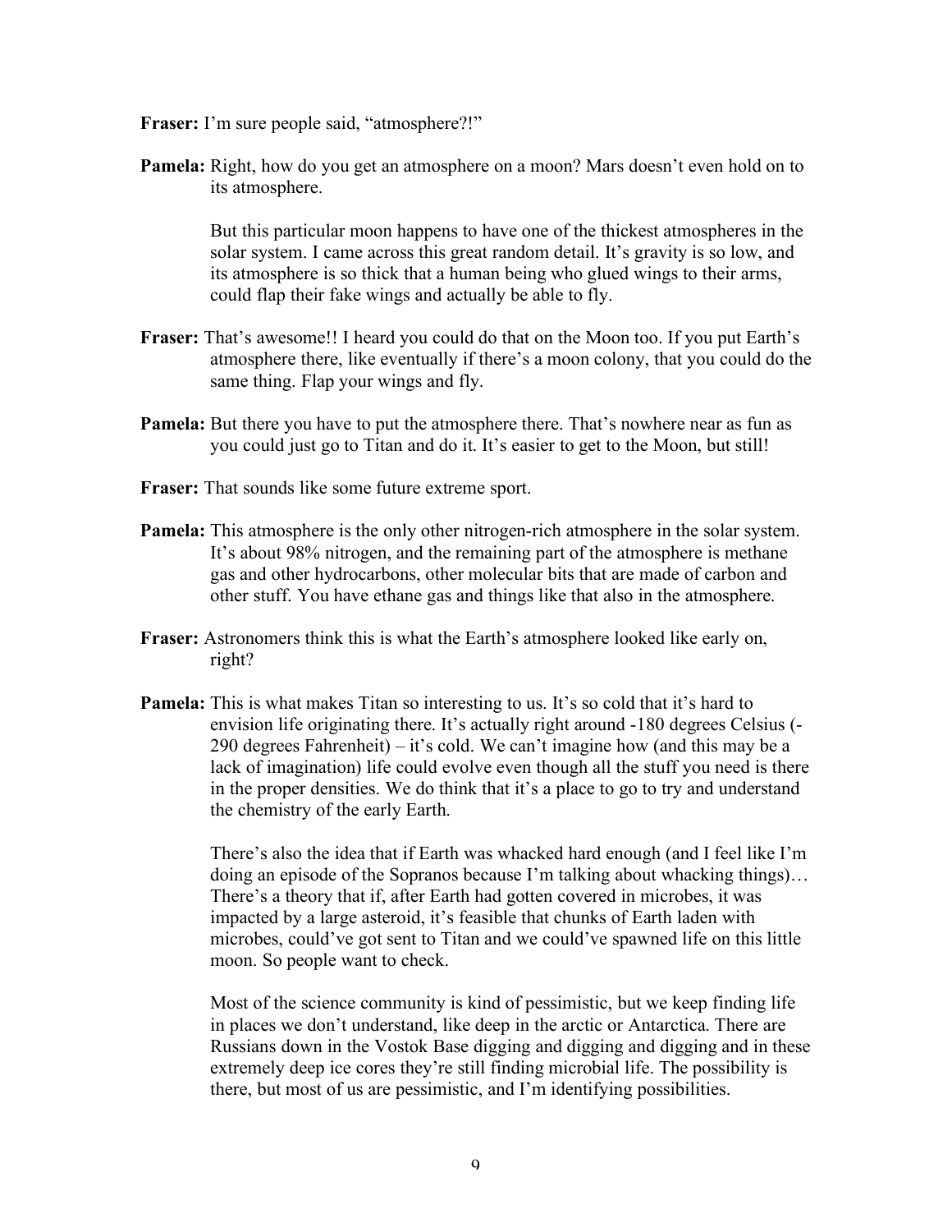**Fraser:** I'm sure people said, "atmosphere?!"

**Pamela:** Right, how do you get an atmosphere on a moon? Mars doesn't even hold on to its atmosphere.

But this particular moon happens to have one of the thickest atmospheres in the solar system. I came across this great random detail. It's gravity is so low, and its atmosphere is so thick that a human being who glued wings to their arms, could flap their fake wings and actually be able to fly.

**Fraser:** That's awesome!! I heard you could do that on the Moon too. If you put Earth's atmosphere there, like eventually if there's a moon colony, that you could do the same thing. Flap your wings and fly.

**Pamela:** But there you have to put the atmosphere there. That's nowhere near as fun as you could just go to Titan and do it. It's easier to get to the Moon, but still!

**Fraser:** That sounds like some future extreme sport.

**Pamela:** This atmosphere is the only other nitrogen-rich atmosphere in the solar system. It's about 98% nitrogen, and the remaining part of the atmosphere is methane gas and other hydrocarbons, other molecular bits that are made of carbon and other stuff. You have ethane gas and things like that also in the atmosphere.

**Fraser:** Astronomers think this is what the Earth's atmosphere looked like early on, right?

**Pamela:** This is what makes Titan so interesting to us. It's so cold that it's hard to envision life originating there. It's actually right around -180 degrees Celsius (-290 degrees Fahrenheit) – it's cold. We can't imagine how (and this may be a lack of imagination) life could evolve even though all the stuff you need is there in the proper densities. We do think that it's a place to go to try and understand the chemistry of the early Earth.

There's also the idea that if Earth was whacked hard enough (and I feel like I'm doing an episode of the Sopranos because I'm talking about whacking things)… There's a theory that if, after Earth had gotten covered in microbes, it was impacted by a large asteroid, it's feasible that chunks of Earth laden with microbes, could've got sent to Titan and we could've spawned life on this little moon. So people want to check.

Most of the science community is kind of pessimistic, but we keep finding life in places we don't understand, like deep in the arctic or Antarctica. There are Russians down in the Vostok Base digging and digging and digging and in these extremely deep ice cores they're still finding microbial life. The possibility is there, but most of us are pessimistic, and I'm identifying possibilities.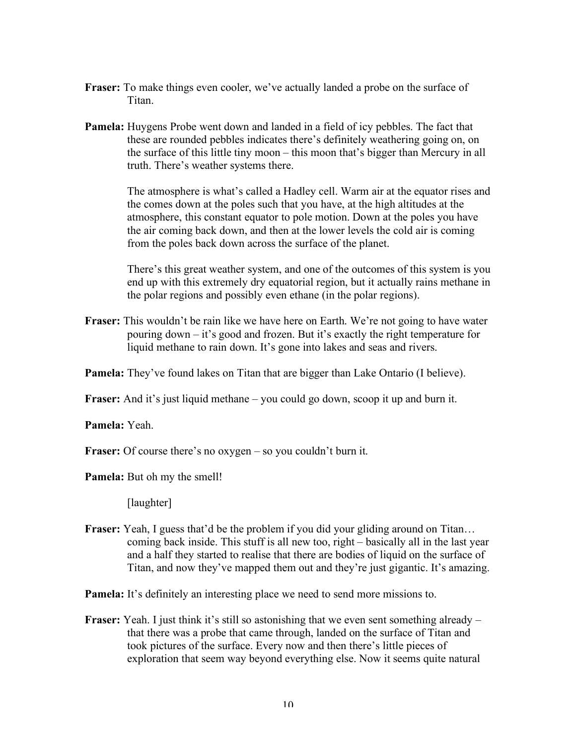**Fraser:** To make things even cooler, we've actually landed a probe on the surface of Titan.

**Pamela:** Huygens Probe went down and landed in a field of icy pebbles. The fact that these are rounded pebbles indicates there's definitely weathering going on, on the surface of this little tiny moon – this moon that's bigger than Mercury in all truth. There's weather systems there.

The atmosphere is what's called a Hadley cell. Warm air at the equator rises and the comes down at the poles such that you have, at the high altitudes at the atmosphere, this constant equator to pole motion. Down at the poles you have the air coming back down, and then at the lower levels the cold air is coming from the poles back down across the surface of the planet.

There's this great weather system, and one of the outcomes of this system is you end up with this extremely dry equatorial region, but it actually rains methane in the polar regions and possibly even ethane (in the polar regions).

**Fraser:** This wouldn't be rain like we have here on Earth. We're not going to have water pouring down – it's good and frozen. But it's exactly the right temperature for liquid methane to rain down. It's gone into lakes and seas and rivers.

**Pamela:** They've found lakes on Titan that are bigger than Lake Ontario (I believe).

**Fraser:** And it's just liquid methane – you could go down, scoop it up and burn it.

**Pamela:** Yeah.

**Fraser:** Of course there's no oxygen – so you couldn't burn it.

**Pamela:** But oh my the smell!

[laughter]

**Fraser:** Yeah, I guess that'd be the problem if you did your gliding around on Titan… coming back inside. This stuff is all new too, right – basically all in the last year and a half they started to realise that there are bodies of liquid on the surface of Titan, and now they've mapped them out and they're just gigantic. It's amazing.

**Pamela:** It's definitely an interesting place we need to send more missions to.

**Fraser:** Yeah. I just think it's still so astonishing that we even sent something already – that there was a probe that came through, landed on the surface of Titan and took pictures of the surface. Every now and then there's little pieces of exploration that seem way beyond everything else. Now it seems quite natural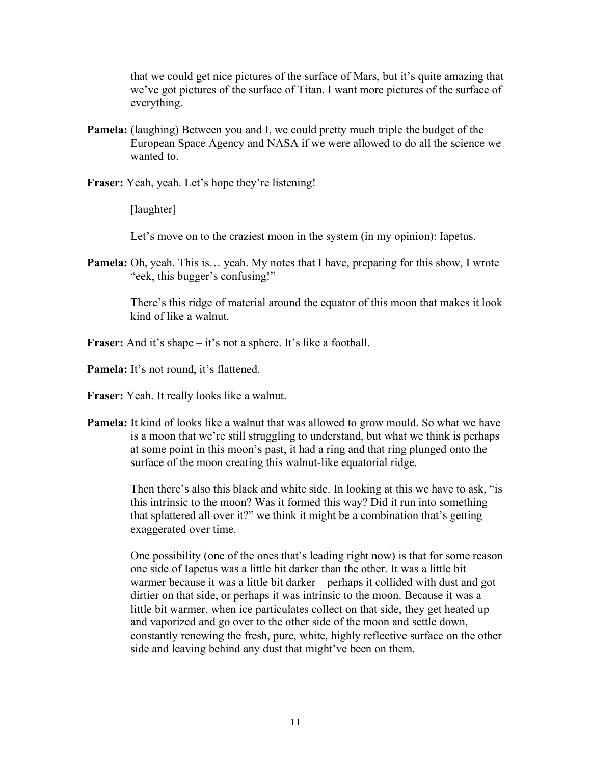that we could get nice pictures of the surface of Mars, but it's quite amazing that we've got pictures of the surface of Titan. I want more pictures of the surface of everything.

**Pamela:** (laughing) Between you and I, we could pretty much triple the budget of the European Space Agency and NASA if we were allowed to do all the science we wanted to.

**Fraser:** Yeah, yeah. Let's hope they're listening!

[laughter]

Let's move on to the craziest moon in the system (in my opinion): Iapetus.

**Pamela:** Oh, yeah. This is… yeah. My notes that I have, preparing for this show, I wrote "eek, this bugger's confusing!"

There's this ridge of material around the equator of this moon that makes it look kind of like a walnut.

**Fraser:** And it's shape – it's not a sphere. It's like a football.

**Pamela:** It's not round, it's flattened.

**Fraser:** Yeah. It really looks like a walnut.

**Pamela:** It kind of looks like a walnut that was allowed to grow mould. So what we have is a moon that we're still struggling to understand, but what we think is perhaps at some point in this moon's past, it had a ring and that ring plunged onto the surface of the moon creating this walnut-like equatorial ridge.

Then there's also this black and white side. In looking at this we have to ask, "is this intrinsic to the moon? Was it formed this way? Did it run into something that splattered all over it?" we think it might be a combination that's getting exaggerated over time.

One possibility (one of the ones that's leading right now) is that for some reason one side of Iapetus was a little bit darker than the other. It was a little bit warmer because it was a little bit darker – perhaps it collided with dust and got dirtier on that side, or perhaps it was intrinsic to the moon. Because it was a little bit warmer, when ice particulates collect on that side, they get heated up and vaporized and go over to the other side of the moon and settle down, constantly renewing the fresh, pure, white, highly reflective surface on the other side and leaving behind any dust that might've been on them.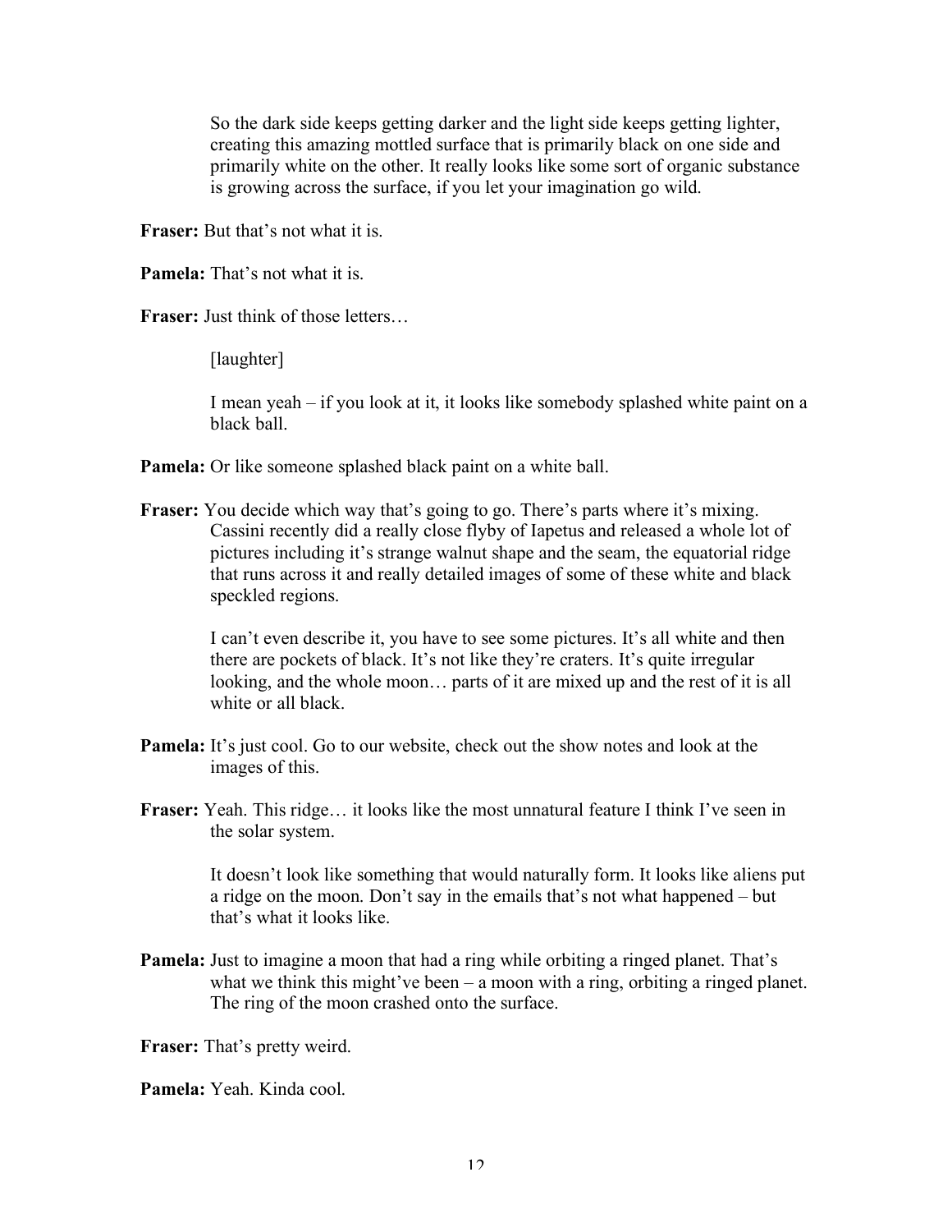So the dark side keeps getting darker and the light side keeps getting lighter, creating this amazing mottled surface that is primarily black on one side and primarily white on the other. It really looks like some sort of organic substance is growing across the surface, if you let your imagination go wild.

**Fraser:** But that's not what it is.

**Pamela:** That's not what it is.

**Fraser:** Just think of those letters…

[laughter]

I mean yeah – if you look at it, it looks like somebody splashed white paint on a black ball.

**Pamela:** Or like someone splashed black paint on a white ball.

**Fraser:** You decide which way that's going to go. There's parts where it's mixing. Cassini recently did a really close flyby of Iapetus and released a whole lot of pictures including it's strange walnut shape and the seam, the equatorial ridge that runs across it and really detailed images of some of these white and black speckled regions.

I can't even describe it, you have to see some pictures. It's all white and then there are pockets of black. It's not like they're craters. It's quite irregular looking, and the whole moon… parts of it are mixed up and the rest of it is all white or all black.

**Pamela:** It's just cool. Go to our website, check out the show notes and look at the images of this.

**Fraser:** Yeah. This ridge… it looks like the most unnatural feature I think I've seen in the solar system.

It doesn't look like something that would naturally form. It looks like aliens put a ridge on the moon. Don't say in the emails that's not what happened – but that's what it looks like.

**Pamela:** Just to imagine a moon that had a ring while orbiting a ringed planet. That's what we think this might've been – a moon with a ring, orbiting a ringed planet. The ring of the moon crashed onto the surface.

**Fraser:** That's pretty weird.

**Pamela:** Yeah. Kinda cool.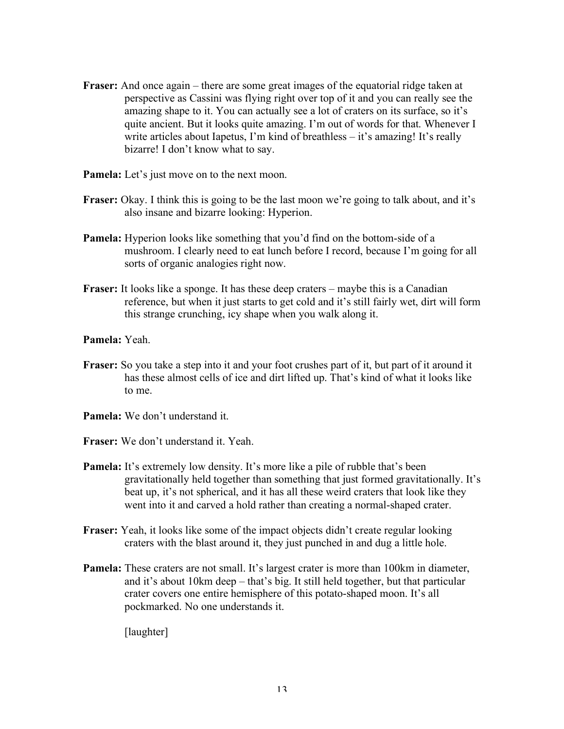**Fraser:** And once again – there are some great images of the equatorial ridge taken at perspective as Cassini was flying right over top of it and you can really see the amazing shape to it. You can actually see a lot of craters on its surface, so it's quite ancient. But it looks quite amazing. I'm out of words for that. Whenever I write articles about Iapetus, I'm kind of breathless – it's amazing! It's really bizarre! I don't know what to say.

**Pamela:** Let's just move on to the next moon.

**Fraser:** Okay. I think this is going to be the last moon we're going to talk about, and it's also insane and bizarre looking: Hyperion.

**Pamela:** Hyperion looks like something that you'd find on the bottom-side of a mushroom. I clearly need to eat lunch before I record, because I'm going for all sorts of organic analogies right now.

**Fraser:** It looks like a sponge. It has these deep craters – maybe this is a Canadian reference, but when it just starts to get cold and it's still fairly wet, dirt will form this strange crunching, icy shape when you walk along it.

**Pamela:** Yeah.

**Fraser:** So you take a step into it and your foot crushes part of it, but part of it around it has these almost cells of ice and dirt lifted up. That's kind of what it looks like to me.

**Pamela:** We don't understand it.

**Fraser:** We don't understand it. Yeah.

**Pamela:** It's extremely low density. It's more like a pile of rubble that's been gravitationally held together than something that just formed gravitationally. It's beat up, it's not spherical, and it has all these weird craters that look like they went into it and carved a hold rather than creating a normal-shaped crater.

**Fraser:** Yeah, it looks like some of the impact objects didn't create regular looking craters with the blast around it, they just punched in and dug a little hole.

**Pamela:** These craters are not small. It's largest crater is more than 100km in diameter, and it's about 10km deep – that's big. It still held together, but that particular crater covers one entire hemisphere of this potato-shaped moon. It's all pockmarked. No one understands it.

[laughter]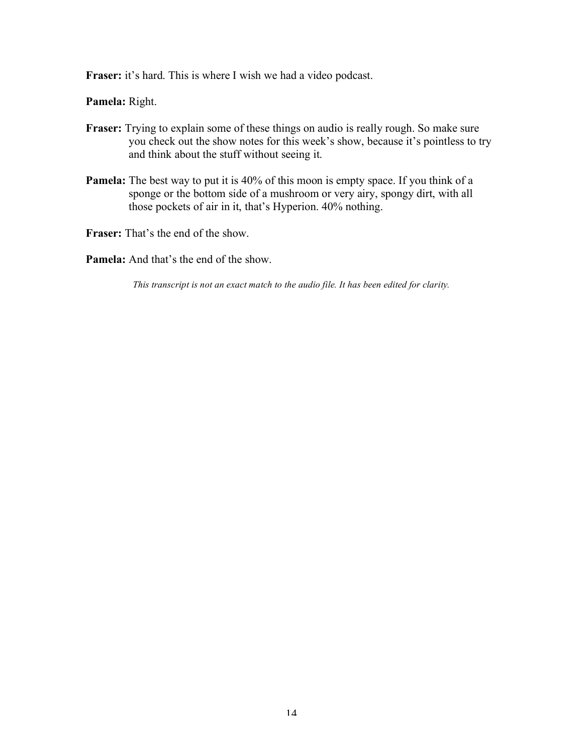**Fraser:** it's hard. This is where I wish we had a video podcast.

**Pamela:** Right.

**Fraser:** Trying to explain some of these things on audio is really rough. So make sure you check out the show notes for this week's show, because it's pointless to try and think about the stuff without seeing it.

**Pamela:** The best way to put it is 40% of this moon is empty space. If you think of a sponge or the bottom side of a mushroom or very airy, spongy dirt, with all those pockets of air in it, that's Hyperion. 40% nothing.

**Fraser:** That's the end of the show.

**Pamela:** And that's the end of the show.

*This transcript is not an exact match to the audio file. It has been edited for clarity.*